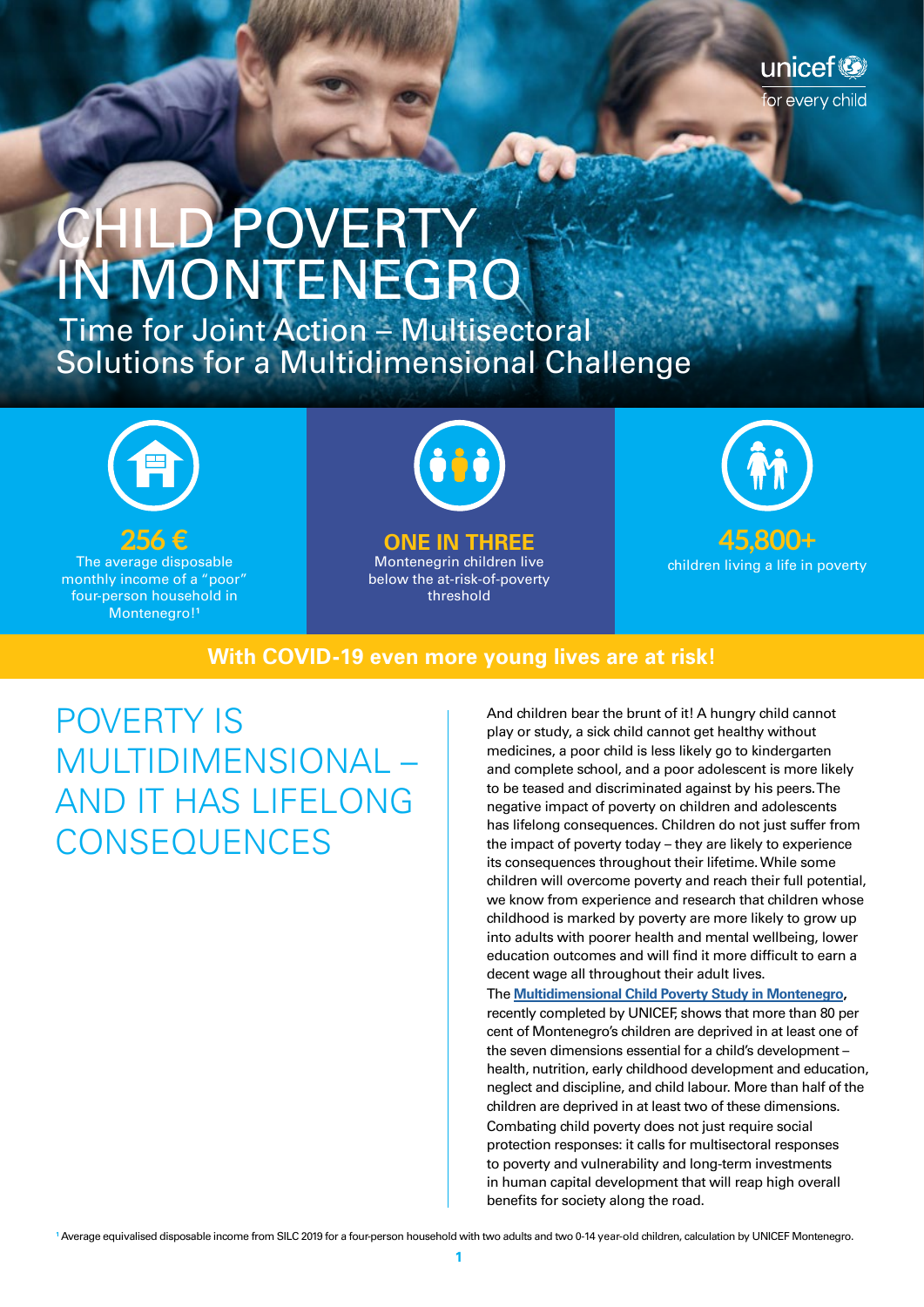unicef
for every child

# CHILD POVERTY IN MONTENEGRO

## Time for Joint Action – Multisectoral Solutions for a Multidimensional Challenge

**256 €**
The average disposable monthly income of a "poor" four-person household in Montenegro![1]

**ONE IN THREE**
Montenegrin children live below the at-risk-of-poverty threshold

**45,800+**
children living a life in poverty

**With COVID-19 even more young lives are at risk!**

## POVERTY IS MULTIDIMENSIONAL – AND IT HAS LIFELONG CONSEQUENCES

And children bear the brunt of it! A hungry child cannot play or study, a sick child cannot get healthy without medicines, a poor child is less likely go to kindergarten and complete school, and a poor adolescent is more likely to be teased and discriminated against by his peers. The negative impact of poverty on children and adolescents has lifelong consequences. Children do not just suffer from the impact of poverty today – they are likely to experience its consequences throughout their lifetime. While some children will overcome poverty and reach their full potential, we know from experience and research that children whose childhood is marked by poverty are more likely to grow up into adults with poorer health and mental wellbeing, lower education outcomes and will find it more difficult to earn a decent wage all throughout their adult lives.

The **Multidimensional Child Poverty Study in Montenegro**, recently completed by UNICEF, shows that more than 80 per cent of Montenegro's children are deprived in at least one of the seven dimensions essential for a child's development – health, nutrition, early childhood development and education, neglect and discipline, and child labour. More than half of the children are deprived in at least two of these dimensions. Combating child poverty does not just require social protection responses: it calls for multisectoral responses to poverty and vulnerability and long-term investments in human capital development that will reap high overall benefits for society along the road.

[1] Average equivalised disposable income from SILC 2019 for a four-person household with two adults and two 0-14 year-old children, calculation by UNICEF Montenegro.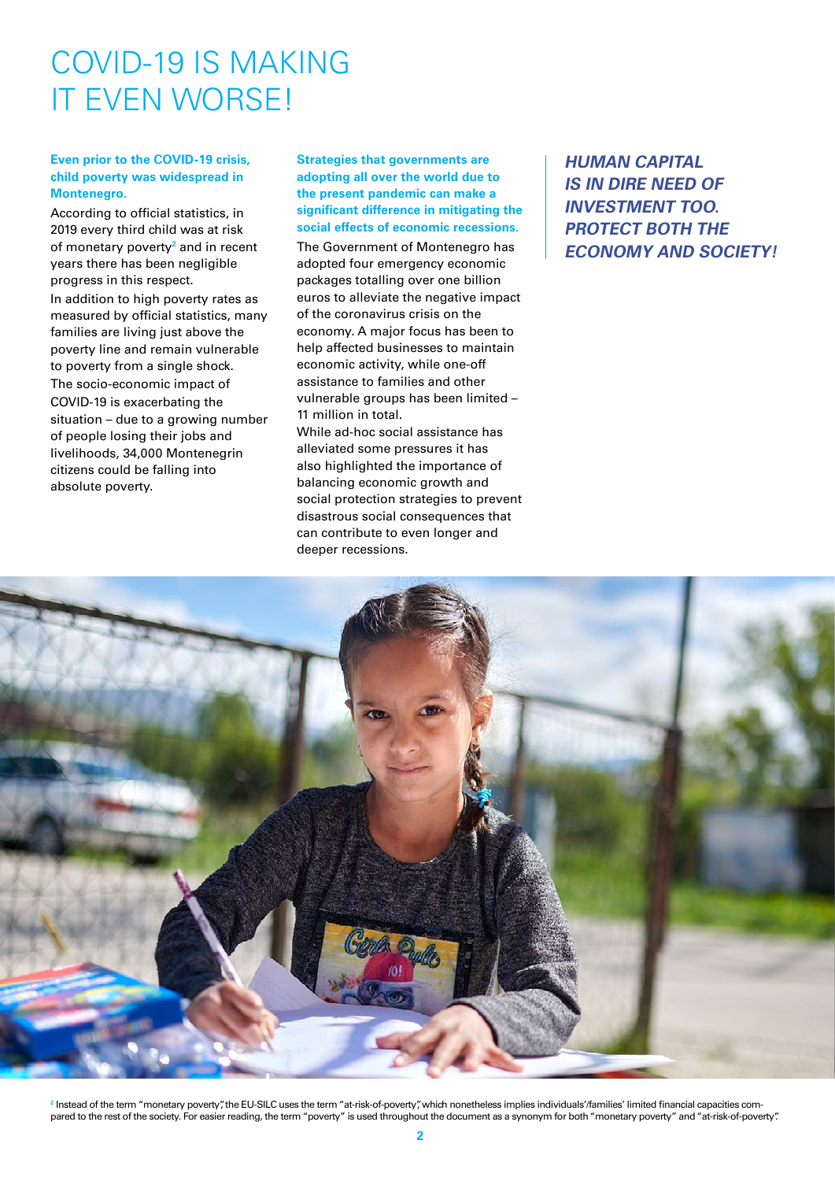# COVID-19 IS MAKING IT EVEN WORSE!

**Even prior to the COVID-19 crisis, child poverty was widespread in Montenegro.**

According to official statistics, in 2019 every third child was at risk of monetary poverty[2] and in recent years there has been negligible progress in this respect.

In addition to high poverty rates as measured by official statistics, many families are living just above the poverty line and remain vulnerable to poverty from a single shock.

The socio-economic impact of COVID-19 is exacerbating the situation – due to a growing number of people losing their jobs and livelihoods, 34,000 Montenegrin citizens could be falling into absolute poverty.

**Strategies that governments are adopting all over the world due to the present pandemic can make a significant difference in mitigating the social effects of economic recessions.**

The Government of Montenegro has adopted four emergency economic packages totalling over one billion euros to alleviate the negative impact of the coronavirus crisis on the economy. A major focus has been to help affected businesses to maintain economic activity, while one-off assistance to families and other vulnerable groups has been limited – 11 million in total.

While ad-hoc social assistance has alleviated some pressures it has also highlighted the importance of balancing economic growth and social protection strategies to prevent disastrous social consequences that can contribute to even longer and deeper recessions.

***HUMAN CAPITAL IS IN DIRE NEED OF INVESTMENT TOO. PROTECT BOTH THE ECONOMY AND SOCIETY!***

[2] Instead of the term "monetary poverty", the EU-SILC uses the term "at-risk-of-poverty", which nonetheless implies individuals'/families' limited financial capacities compared to the rest of the society. For easier reading, the term "poverty" is used throughout the document as a synonym for both "monetary poverty" and "at-risk-of-poverty".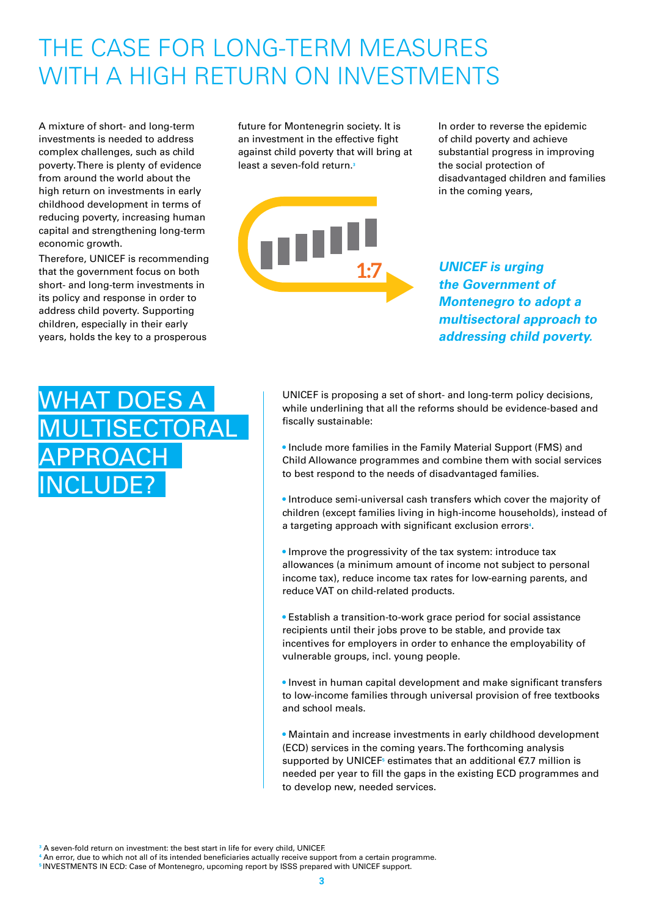# THE CASE FOR LONG-TERM MEASURES WITH A HIGH RETURN ON INVESTMENTS

A mixture of short- and long-term investments is needed to address complex challenges, such as child poverty. There is plenty of evidence from around the world about the high return on investments in early childhood development in terms of reducing poverty, increasing human capital and strengthening long-term economic growth.

Therefore, UNICEF is recommending that the government focus on both short- and long-term investments in its policy and response in order to address child poverty. Supporting children, especially in their early years, holds the key to a prosperous future for Montenegrin society. It is an investment in the effective fight against child poverty that will bring at least a seven-fold return.[3]

1:7

In order to reverse the epidemic of child poverty and achieve substantial progress in improving the social protection of disadvantaged children and families in the coming years,

***UNICEF is urging the Government of Montenegro to adopt a multisectoral approach to addressing child poverty.***

# WHAT DOES A MULTISECTORAL APPROACH INCLUDE?

UNICEF is proposing a set of short- and long-term policy decisions, while underlining that all the reforms should be evidence-based and fiscally sustainable:

- Include more families in the Family Material Support (FMS) and Child Allowance programmes and combine them with social services to best respond to the needs of disadvantaged families.
- Introduce semi-universal cash transfers which cover the majority of children (except families living in high-income households), instead of a targeting approach with significant exclusion errors[4].
- Improve the progressivity of the tax system: introduce tax allowances (a minimum amount of income not subject to personal income tax), reduce income tax rates for low-earning parents, and reduce VAT on child-related products.
- Establish a transition-to-work grace period for social assistance recipients until their jobs prove to be stable, and provide tax incentives for employers in order to enhance the employability of vulnerable groups, incl. young people.
- Invest in human capital development and make significant transfers to low-income families through universal provision of free textbooks and school meals.
- Maintain and increase investments in early childhood development (ECD) services in the coming years. The forthcoming analysis supported by UNICEF[5] estimates that an additional €7.7 million is needed per year to fill the gaps in the existing ECD programmes and to develop new, needed services.

[3] A seven-fold return on investment: the best start in life for every child, UNICEF.
[4] An error, due to which not all of its intended beneficiaries actually receive support from a certain programme.
[5] INVESTMENTS IN ECD: Case of Montenegro, upcoming report by ISSS prepared with UNICEF support.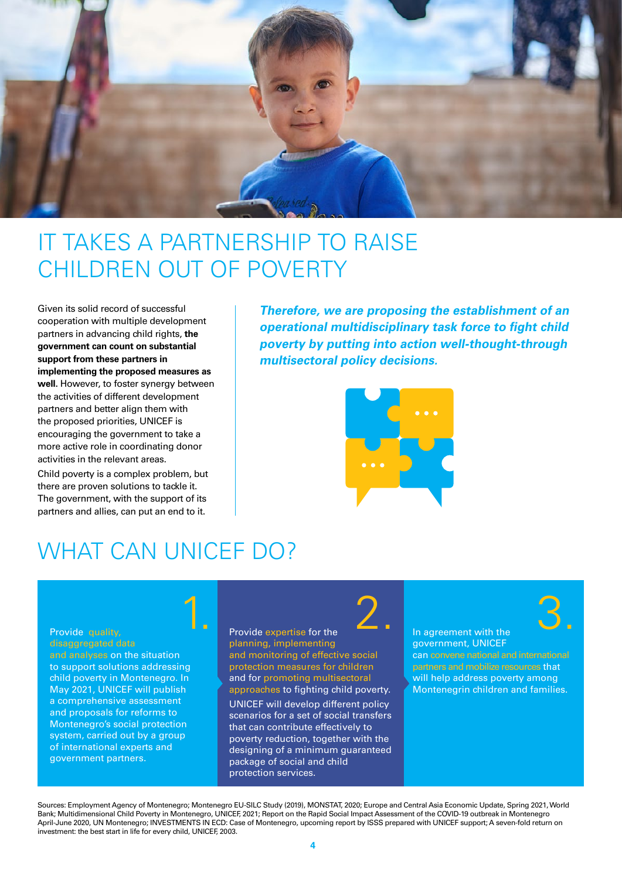# IT TAKES A PARTNERSHIP TO RAISE CHILDREN OUT OF POVERTY

Given its solid record of successful cooperation with multiple development partners in advancing child rights, **the government can count on substantial support from these partners in implementing the proposed measures as well.** However, to foster synergy between the activities of different development partners and better align them with the proposed priorities, UNICEF is encouraging the government to take a more active role in coordinating donor activities in the relevant areas.

Child poverty is a complex problem, but there are proven solutions to tackle it. The government, with the support of its partners and allies, can put an end to it.

***Therefore, we are proposing the establishment of an operational multidisciplinary task force to fight child poverty by putting into action well-thought-through multisectoral policy decisions.***

# WHAT CAN UNICEF DO?

**1.**

Provide quality, disaggregated data and analyses on the situation to support solutions addressing child poverty in Montenegro. In May 2021, UNICEF will publish a comprehensive assessment and proposals for reforms to Montenegro's social protection system, carried out by a group of international experts and government partners.

**2.**

Provide expertise for the planning, implementing and monitoring of effective social protection measures for children and for promoting multisectoral approaches to fighting child poverty.

UNICEF will develop different policy scenarios for a set of social transfers that can contribute effectively to poverty reduction, together with the designing of a minimum guaranteed package of social and child protection services.

**3.**

In agreement with the government, UNICEF can convene national and international partners and mobilize resources that will help address poverty among Montenegrin children and families.

Sources: Employment Agency of Montenegro; Montenegro EU-SILC Study (2019), MONSTAT, 2020; Europe and Central Asia Economic Update, Spring 2021, World Bank; Multidimensional Child Poverty in Montenegro, UNICEF, 2021; Report on the Rapid Social Impact Assessment of the COVID-19 outbreak in Montenegro April-June 2020, UN Montenegro; INVESTMENTS IN ECD: Case of Montenegro, upcoming report by ISSS prepared with UNICEF support; A seven-fold return on investment: the best start in life for every child, UNICEF, 2003.